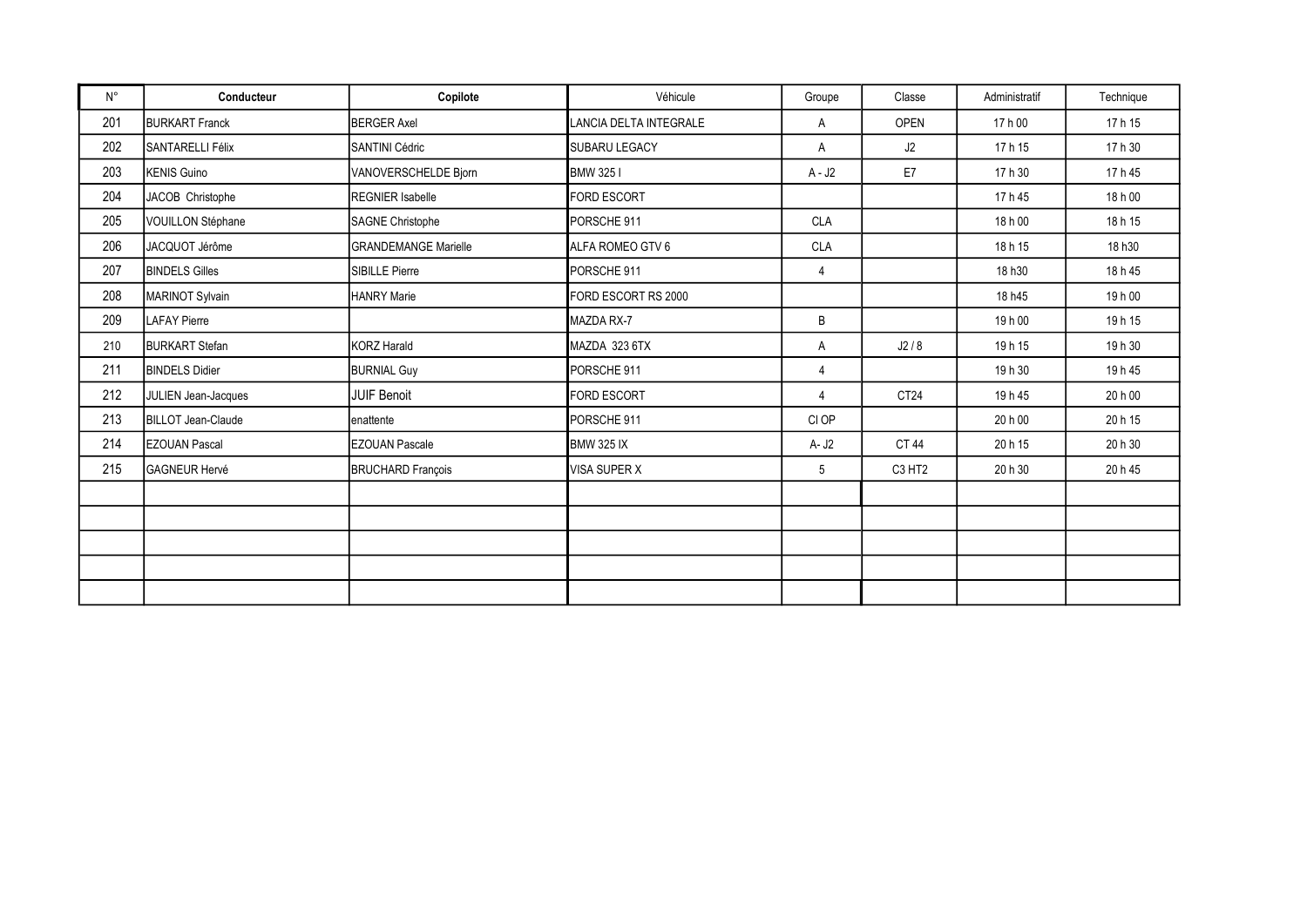| N° | Conducteur | Copilote | Véhicule | Groupe | Classe | Administratif | Technique |
|---|---|---|---|---|---|---|---|
| 201 | BURKART Franck | BERGER Axel | LANCIA DELTA INTEGRALE | A | OPEN | 17 h 00 | 17 h 15 |
| 202 | SANTARELLI Félix | SANTINI Cédric | SUBARU LEGACY | A | J2 | 17 h 15 | 17 h 30 |
| 203 | KENIS Guino | VANOVERSCHELDE Bjorn | BMW 325 I | A - J2 | E7 | 17 h 30 | 17 h 45 |
| 204 | JACOB Christophe | REGNIER Isabelle | FORD ESCORT | | | 17 h 45 | 18 h 00 |
| 205 | VOUILLON Stéphane | SAGNE Christophe | PORSCHE 911 | CLA | | 18 h 00 | 18 h 15 |
| 206 | JACQUOT Jérôme | GRANDEMANGE Marielle | ALFA ROMEO GTV 6 | CLA | | 18 h 15 | 18 h30 |
| 207 | BINDELS Gilles | SIBILLE Pierre | PORSCHE 911 | 4 | | 18 h30 | 18 h 45 |
| 208 | MARINOT Sylvain | HANRY Marie | FORD ESCORT RS 2000 | | | 18 h45 | 19 h 00 |
| 209 | LAFAY Pierre | | MAZDA RX-7 | B | | 19 h 00 | 19 h 15 |
| 210 | BURKART Stefan | KORZ Harald | MAZDA 323 6TX | A | J2 / 8 | 19 h 15 | 19 h 30 |
| 211 | BINDELS Didier | BURNIAL Guy | PORSCHE 911 | 4 | | 19 h 30 | 19 h 45 |
| 212 | JULIEN Jean-Jacques | JUIF Benoit | FORD ESCORT | 4 | CT24 | 19 h 45 | 20 h 00 |
| 213 | BILLOT Jean-Claude | enattente | PORSCHE 911 | Cl OP | | 20 h 00 | 20 h 15 |
| 214 | EZOUAN Pascal | EZOUAN Pascale | BMW 325 IX | A- J2 | CT 44 | 20 h 15 | 20 h 30 |
| 215 | GAGNEUR Hervé | BRUCHARD François | VISA SUPER X | 5 | C3 HT2 | 20 h 30 | 20 h 45 |
| | | | | | | | |
| | | | | | | | |
| | | | | | | | |
| | | | | | | | |
| | | | | | | | |